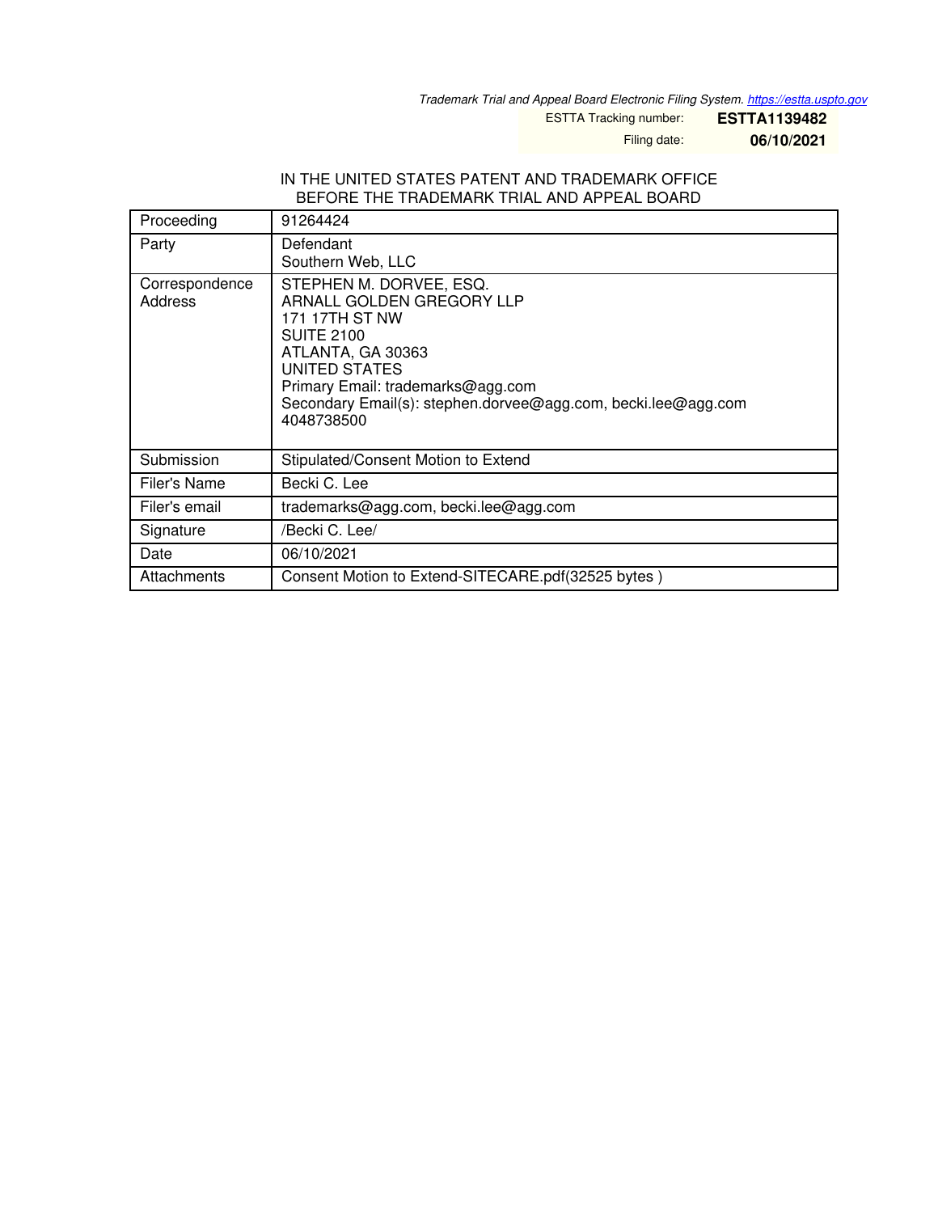*Trademark Trial and Appeal Board Electronic Filing System. https://estta.uspto.gov*

ESTTA Tracking number: **ESTTA1139482**

Filing date: **06/10/2021**

IN THE UNITED STATES PATENT AND TRADEMARK OFFICE
BEFORE THE TRADEMARK TRIAL AND APPEAL BOARD

| Proceeding | 91264424 |
|---|---|
| Party | Defendant<br>Southern Web, LLC |
| Correspondence Address | STEPHEN M. DORVEE, ESQ.<br>ARNALL GOLDEN GREGORY LLP<br>171 17TH ST NW<br>SUITE 2100<br>ATLANTA, GA 30363<br>UNITED STATES<br>Primary Email: trademarks@agg.com<br>Secondary Email(s): stephen.dorvee@agg.com, becki.lee@agg.com<br>4048738500 |
| Submission | Stipulated/Consent Motion to Extend |
| Filer's Name | Becki C. Lee |
| Filer's email | trademarks@agg.com, becki.lee@agg.com |
| Signature | /Becki C. Lee/ |
| Date | 06/10/2021 |
| Attachments | Consent Motion to Extend-SITECARE.pdf(32525 bytes ) |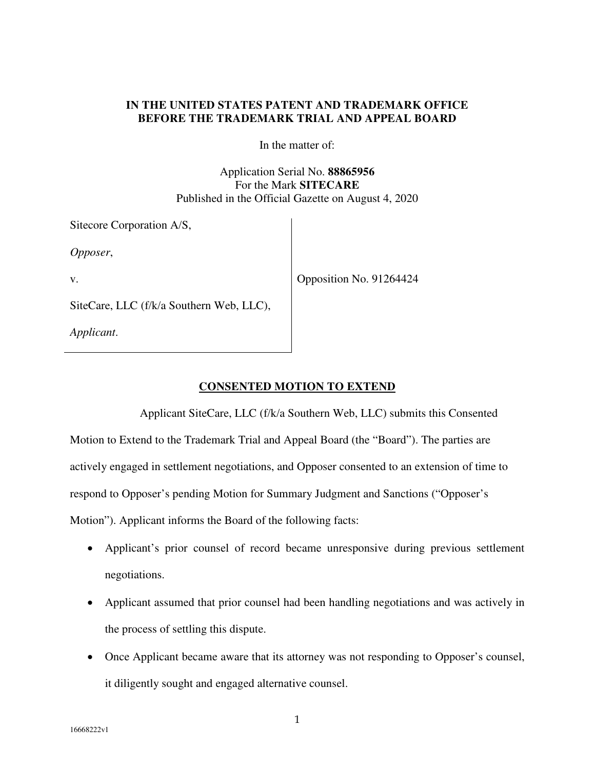**IN THE UNITED STATES PATENT AND TRADEMARK OFFICE**
**BEFORE THE TRADEMARK TRIAL AND APPEAL BOARD**

In the matter of:

Application Serial No. **88865956**
For the Mark **SITECARE**
Published in the Official Gazette on August 4, 2020

| | |
|---|---|
| Sitecore Corporation A/S,<br><br>*Opposer*,<br><br>v.<br><br>SiteCare, LLC (f/k/a Southern Web, LLC),<br><br>*Applicant*. | Opposition No. 91264424 |

**CONSENTED MOTION TO EXTEND**

Applicant SiteCare, LLC (f/k/a Southern Web, LLC) submits this Consented Motion to Extend to the Trademark Trial and Appeal Board (the "Board"). The parties are actively engaged in settlement negotiations, and Opposer consented to an extension of time to respond to Opposer's pending Motion for Summary Judgment and Sanctions ("Opposer's Motion"). Applicant informs the Board of the following facts:

- Applicant's prior counsel of record became unresponsive during previous settlement negotiations.
- Applicant assumed that prior counsel had been handling negotiations and was actively in the process of settling this dispute.
- Once Applicant became aware that its attorney was not responding to Opposer's counsel, it diligently sought and engaged alternative counsel.

16668222v1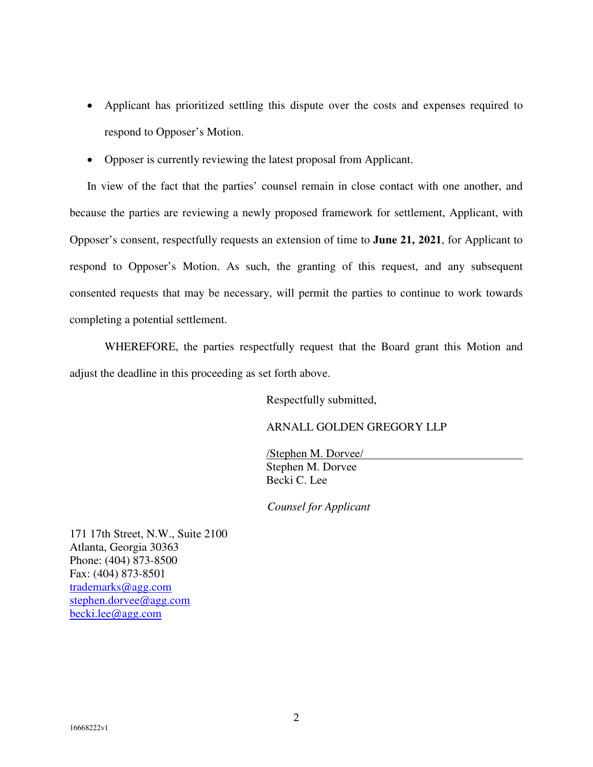- Applicant has prioritized settling this dispute over the costs and expenses required to respond to Opposer's Motion.
- Opposer is currently reviewing the latest proposal from Applicant.

In view of the fact that the parties' counsel remain in close contact with one another, and because the parties are reviewing a newly proposed framework for settlement, Applicant, with Opposer's consent, respectfully requests an extension of time to **June 21, 2021**, for Applicant to respond to Opposer's Motion. As such, the granting of this request, and any subsequent consented requests that may be necessary, will permit the parties to continue to work towards completing a potential settlement.

WHEREFORE, the parties respectfully request that the Board grant this Motion and adjust the deadline in this proceeding as set forth above.

Respectfully submitted,

ARNALL GOLDEN GREGORY LLP

/Stephen M. Dorvee/
Stephen M. Dorvee
Becki C. Lee

*Counsel for Applicant*

171 17th Street, N.W., Suite 2100
Atlanta, Georgia 30363
Phone: (404) 873-8500
Fax: (404) 873-8501
trademarks@agg.com
stephen.dorvee@agg.com
becki.lee@agg.com

16668222v1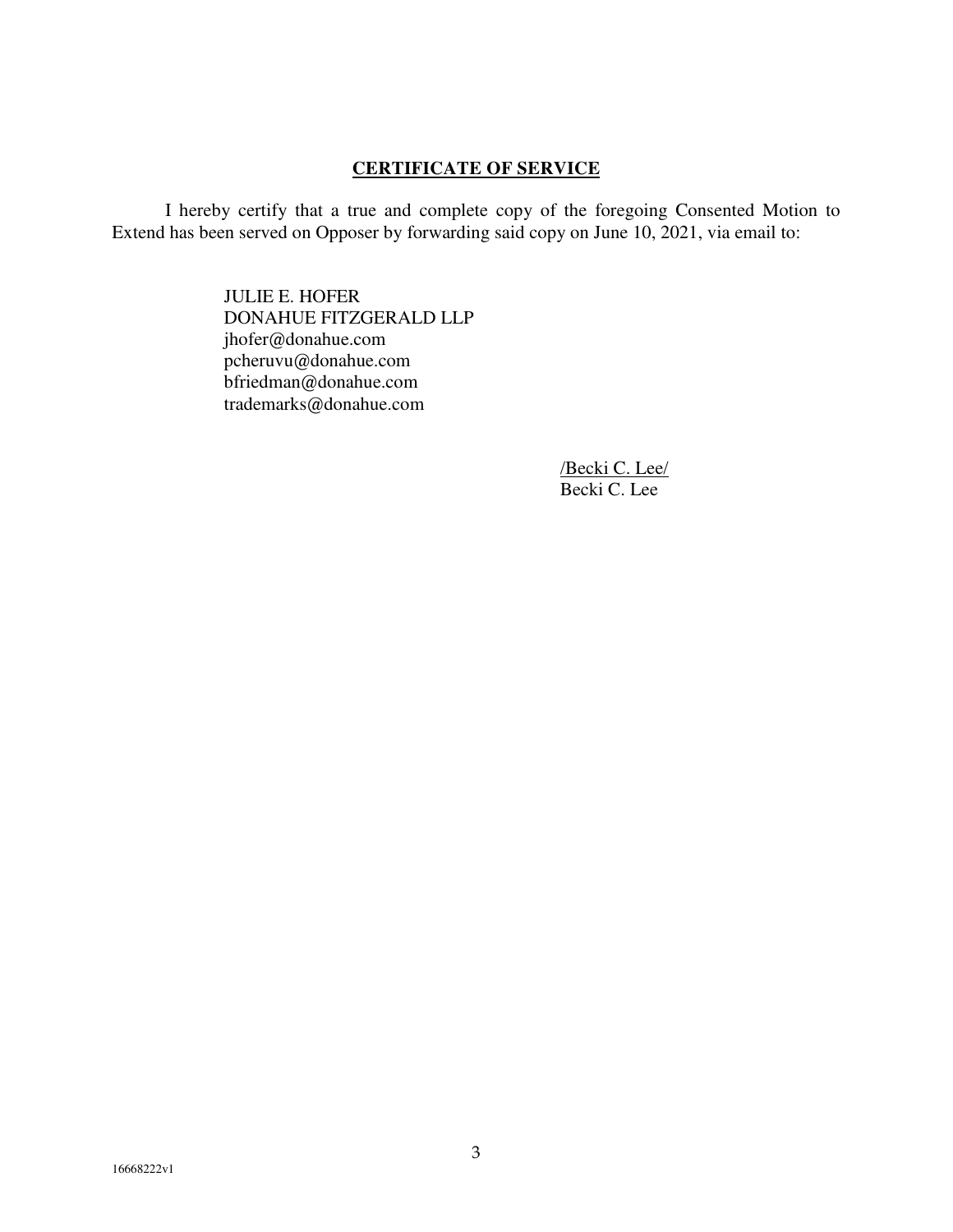## **CERTIFICATE OF SERVICE**

I hereby certify that a true and complete copy of the foregoing Consented Motion to Extend has been served on Opposer by forwarding said copy on June 10, 2021, via email to:

JULIE E. HOFER
DONAHUE FITZGERALD LLP
jhofer@donahue.com
pcheruvu@donahue.com
bfriedman@donahue.com
trademarks@donahue.com

/Becki C. Lee/
Becki C. Lee

16668222v1